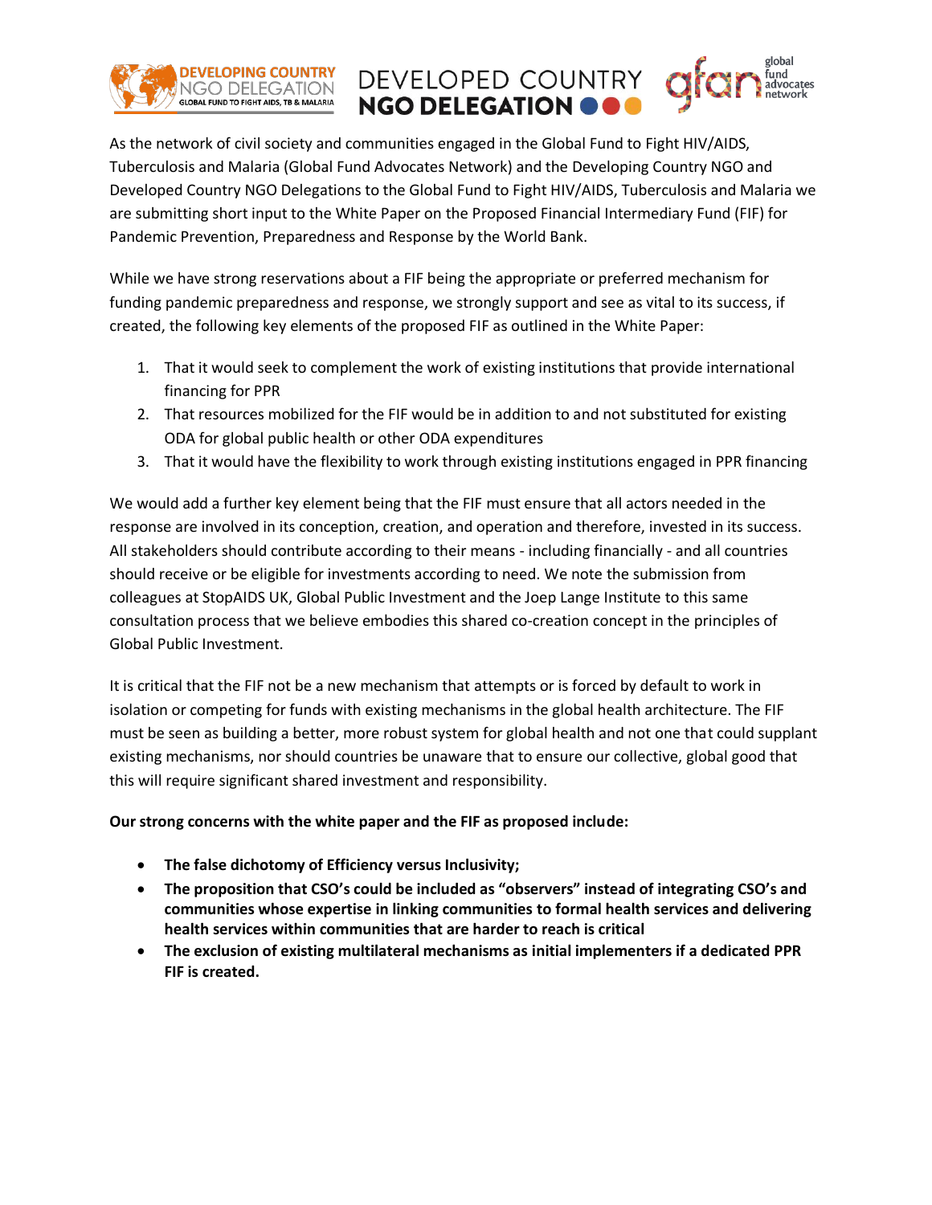As the network of civil society and communities engaged in the Global Fund to Fight HIV/AIDS, Tuberculosis and Malaria (Global Fund Advocates Network) and the Developing Country NGO and Developed Country NGO Delegations to the Global Fund to Fight HIV/AIDS, Tuberculosis and Malaria we are submitting short input to the White Paper on the Proposed Financial Intermediary Fund (FIF) for Pandemic Prevention, Preparedness and Response by the World Bank.

While we have strong reservations about a FIF being the appropriate or preferred mechanism for funding pandemic preparedness and response, we strongly support and see as vital to its success, if created, the following key elements of the proposed FIF as outlined in the White Paper:

1. That it would seek to complement the work of existing institutions that provide international financing for PPR
2. That resources mobilized for the FIF would be in addition to and not substituted for existing ODA for global public health or other ODA expenditures
3. That it would have the flexibility to work through existing institutions engaged in PPR financing

We would add a further key element being that the FIF must ensure that all actors needed in the response are involved in its conception, creation, and operation and therefore, invested in its success. All stakeholders should contribute according to their means - including financially - and all countries should receive or be eligible for investments according to need. We note the submission from colleagues at StopAIDS UK, Global Public Investment and the Joep Lange Institute to this same consultation process that we believe embodies this shared co-creation concept in the principles of Global Public Investment.

It is critical that the FIF not be a new mechanism that attempts or is forced by default to work in isolation or competing for funds with existing mechanisms in the global health architecture. The FIF must be seen as building a better, more robust system for global health and not one that could supplant existing mechanisms, nor should countries be unaware that to ensure our collective, global good that this will require significant shared investment and responsibility.

**Our strong concerns with the white paper and the FIF as proposed include:**

- **The false dichotomy of Efficiency versus Inclusivity;**
- **The proposition that CSO's could be included as "observers" instead of integrating CSO's and communities whose expertise in linking communities to formal health services and delivering health services within communities that are harder to reach is critical**
- **The exclusion of existing multilateral mechanisms as initial implementers if a dedicated PPR FIF is created.**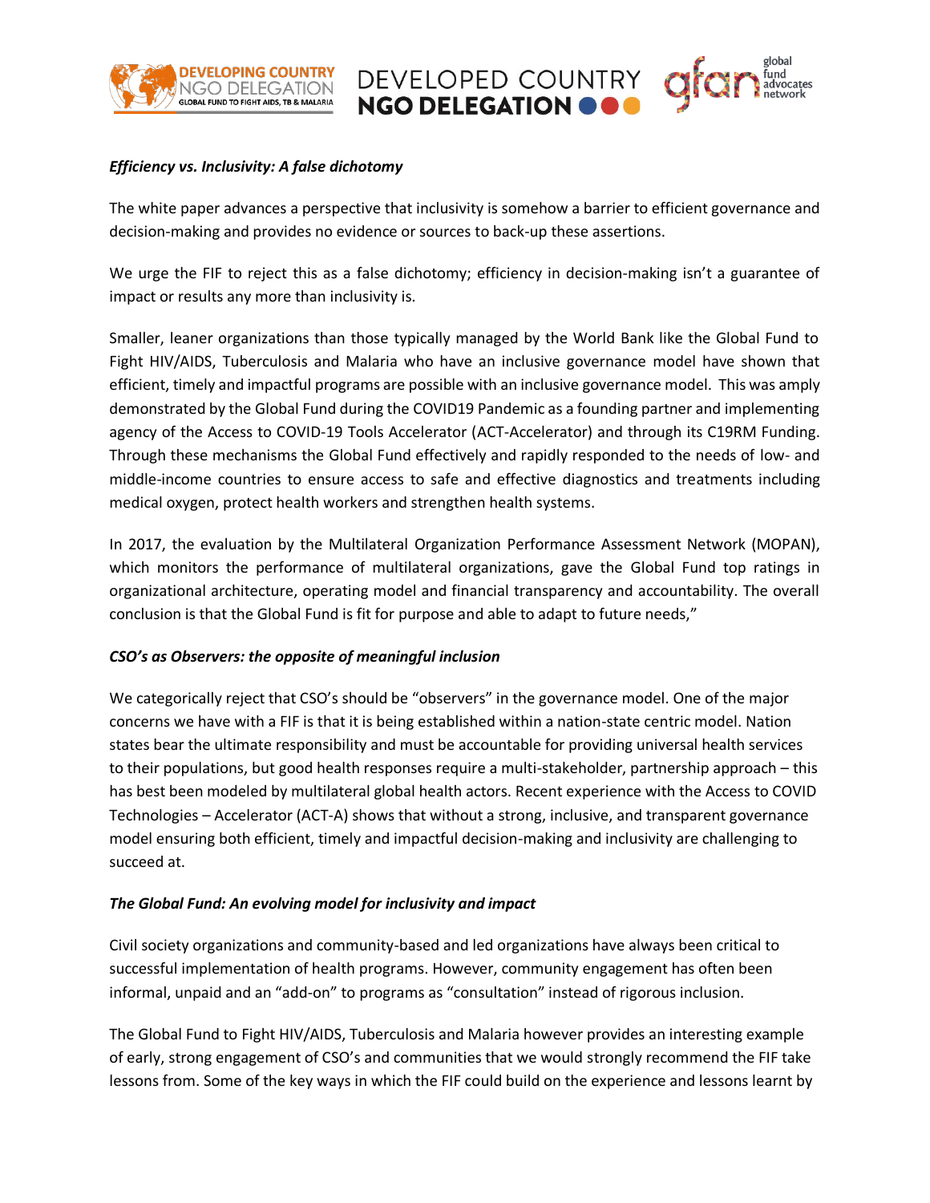***Efficiency vs. Inclusivity: A false dichotomy***

The white paper advances a perspective that inclusivity is somehow a barrier to efficient governance and decision-making and provides no evidence or sources to back-up these assertions.

We urge the FIF to reject this as a false dichotomy; efficiency in decision-making isn't a guarantee of impact or results any more than inclusivity is.

Smaller, leaner organizations than those typically managed by the World Bank like the Global Fund to Fight HIV/AIDS, Tuberculosis and Malaria who have an inclusive governance model have shown that efficient, timely and impactful programs are possible with an inclusive governance model. This was amply demonstrated by the Global Fund during the COVID19 Pandemic as a founding partner and implementing agency of the Access to COVID-19 Tools Accelerator (ACT-Accelerator) and through its C19RM Funding. Through these mechanisms the Global Fund effectively and rapidly responded to the needs of low- and middle-income countries to ensure access to safe and effective diagnostics and treatments including medical oxygen, protect health workers and strengthen health systems.

In 2017, the evaluation by the Multilateral Organization Performance Assessment Network (MOPAN), which monitors the performance of multilateral organizations, gave the Global Fund top ratings in organizational architecture, operating model and financial transparency and accountability. The overall conclusion is that the Global Fund is fit for purpose and able to adapt to future needs,"

***CSO's as Observers: the opposite of meaningful inclusion***

We categorically reject that CSO's should be "observers" in the governance model. One of the major concerns we have with a FIF is that it is being established within a nation-state centric model. Nation states bear the ultimate responsibility and must be accountable for providing universal health services to their populations, but good health responses require a multi-stakeholder, partnership approach – this has best been modeled by multilateral global health actors. Recent experience with the Access to COVID Technologies – Accelerator (ACT-A) shows that without a strong, inclusive, and transparent governance model ensuring both efficient, timely and impactful decision-making and inclusivity are challenging to succeed at.

***The Global Fund: An evolving model for inclusivity and impact***

Civil society organizations and community-based and led organizations have always been critical to successful implementation of health programs. However, community engagement has often been informal, unpaid and an "add-on" to programs as "consultation" instead of rigorous inclusion.

The Global Fund to Fight HIV/AIDS, Tuberculosis and Malaria however provides an interesting example of early, strong engagement of CSO's and communities that we would strongly recommend the FIF take lessons from. Some of the key ways in which the FIF could build on the experience and lessons learnt by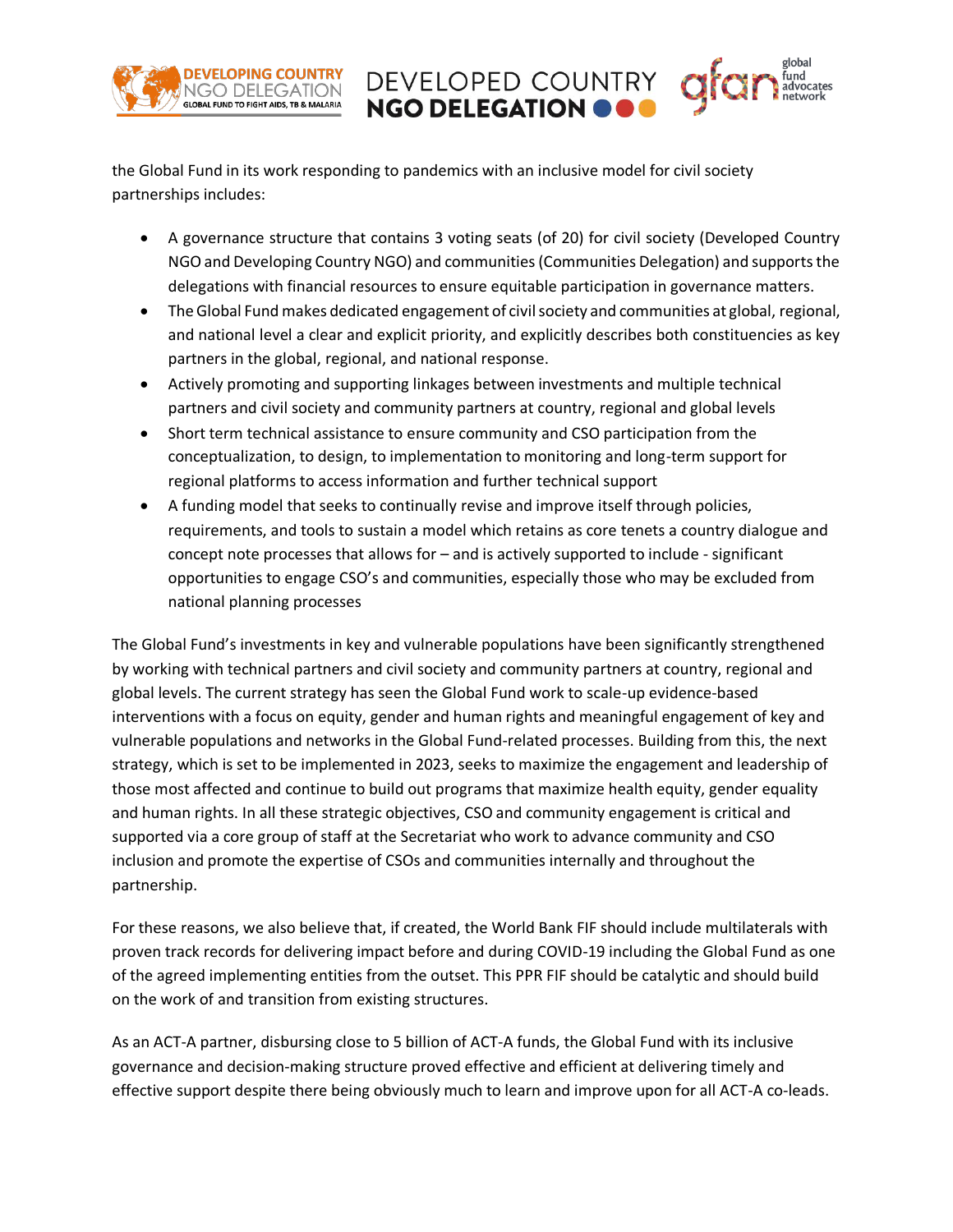the Global Fund in its work responding to pandemics with an inclusive model for civil society partnerships includes:

- A governance structure that contains 3 voting seats (of 20) for civil society (Developed Country NGO and Developing Country NGO) and communities (Communities Delegation) and supports the delegations with financial resources to ensure equitable participation in governance matters.
- The Global Fund makes dedicated engagement of civil society and communities at global, regional, and national level a clear and explicit priority, and explicitly describes both constituencies as key partners in the global, regional, and national response.
- Actively promoting and supporting linkages between investments and multiple technical partners and civil society and community partners at country, regional and global levels
- Short term technical assistance to ensure community and CSO participation from the conceptualization, to design, to implementation to monitoring and long-term support for regional platforms to access information and further technical support
- A funding model that seeks to continually revise and improve itself through policies, requirements, and tools to sustain a model which retains as core tenets a country dialogue and concept note processes that allows for – and is actively supported to include - significant opportunities to engage CSO's and communities, especially those who may be excluded from national planning processes

The Global Fund's investments in key and vulnerable populations have been significantly strengthened by working with technical partners and civil society and community partners at country, regional and global levels. The current strategy has seen the Global Fund work to scale-up evidence-based interventions with a focus on equity, gender and human rights and meaningful engagement of key and vulnerable populations and networks in the Global Fund-related processes. Building from this, the next strategy, which is set to be implemented in 2023, seeks to maximize the engagement and leadership of those most affected and continue to build out programs that maximize health equity, gender equality and human rights. In all these strategic objectives, CSO and community engagement is critical and supported via a core group of staff at the Secretariat who work to advance community and CSO inclusion and promote the expertise of CSOs and communities internally and throughout the partnership.

For these reasons, we also believe that, if created, the World Bank FIF should include multilaterals with proven track records for delivering impact before and during COVID-19 including the Global Fund as one of the agreed implementing entities from the outset. This PPR FIF should be catalytic and should build on the work of and transition from existing structures.

As an ACT-A partner, disbursing close to 5 billion of ACT-A funds, the Global Fund with its inclusive governance and decision-making structure proved effective and efficient at delivering timely and effective support despite there being obviously much to learn and improve upon for all ACT-A co-leads.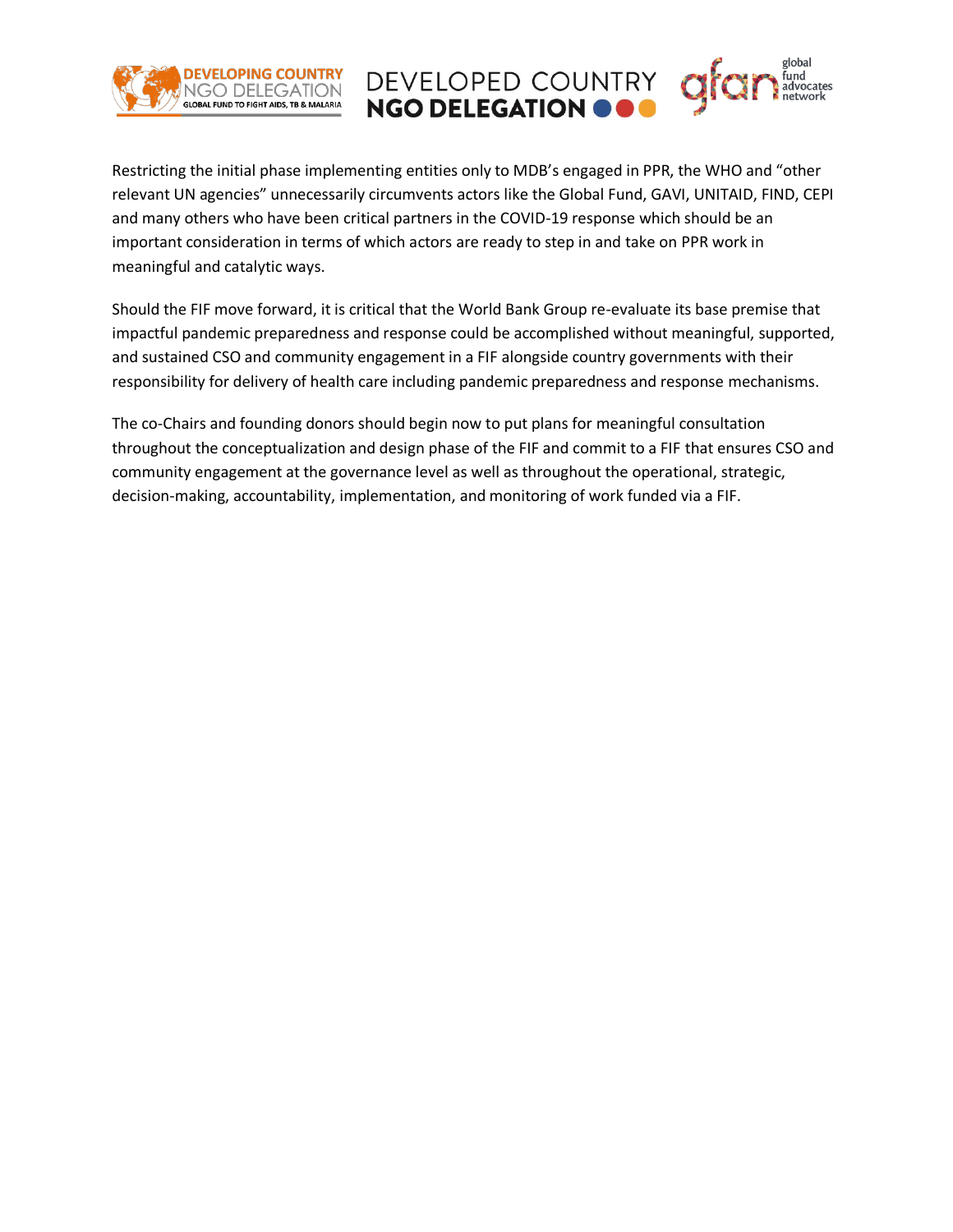Restricting the initial phase implementing entities only to MDB's engaged in PPR, the WHO and "other relevant UN agencies" unnecessarily circumvents actors like the Global Fund, GAVI, UNITAID, FIND, CEPI and many others who have been critical partners in the COVID-19 response which should be an important consideration in terms of which actors are ready to step in and take on PPR work in meaningful and catalytic ways.

Should the FIF move forward, it is critical that the World Bank Group re-evaluate its base premise that impactful pandemic preparedness and response could be accomplished without meaningful, supported, and sustained CSO and community engagement in a FIF alongside country governments with their responsibility for delivery of health care including pandemic preparedness and response mechanisms.

The co-Chairs and founding donors should begin now to put plans for meaningful consultation throughout the conceptualization and design phase of the FIF and commit to a FIF that ensures CSO and community engagement at the governance level as well as throughout the operational, strategic, decision-making, accountability, implementation, and monitoring of work funded via a FIF.